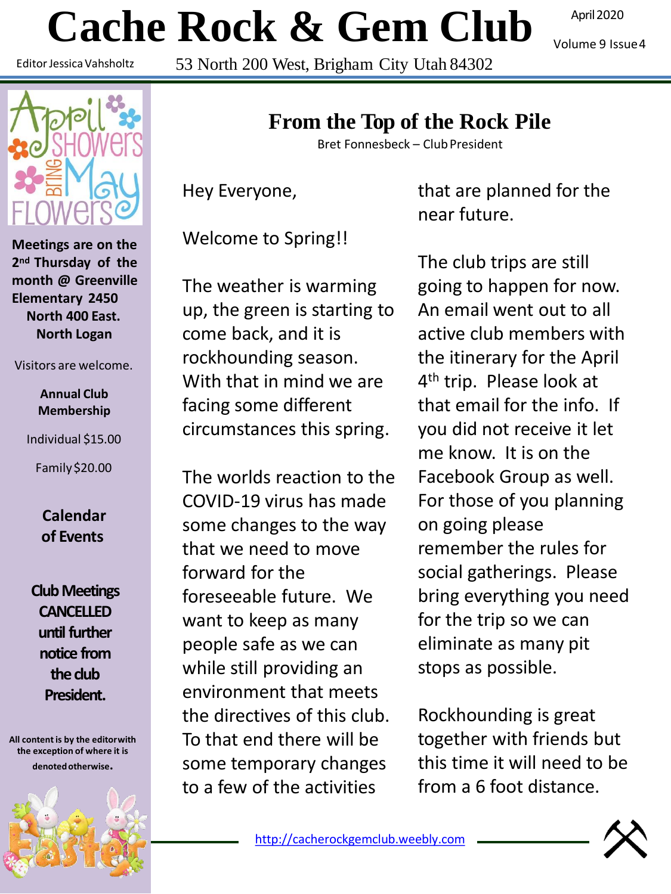# Cache Rock & Gem Club

April 2020

Volume 9 Issue 4

Editor Jessica Vahsholtz

53 North 200 West, Brigham City Utah 84302

**Meetings are on the 2nd Thursday of the month @ Greenville Elementary 2450 North 400 East. North Logan**

Visitors are welcome.

**Annual Club Membership**

Individual $15.00

Family $20.00

**Calendar of Events**

**Club Meetings CANCELLED until further notice from the club President.**

**All content is by the editor with the exception of where it is denoted otherwise.**

## From the Top of the Rock Pile

Bret Fonnesbeck – Club President

Hey Everyone,

Welcome to Spring!!

The weather is warming up, the green is starting to come back, and it is rockhounding season. With that in mind we are facing some different circumstances this spring.

The worlds reaction to the COVID-19 virus has made some changes to the way that we need to move forward for the foreseeable future. We want to keep as many people safe as we can while still providing an environment that meets the directives of this club. To that end there will be some temporary changes to a few of the activities that are planned for the near future.

The club trips are still going to happen for now. An email went out to all active club members with the itinerary for the April 4th trip. Please look at that email for the info. If you did not receive it let me know. It is on the Facebook Group as well. For those of you planning on going please remember the rules for social gatherings. Please bring everything you need for the trip so we can eliminate as many pit stops as possible.

Rockhounding is great together with friends but this time it will need to be from a 6 foot distance.

http://cacherockgemclub.weebly.com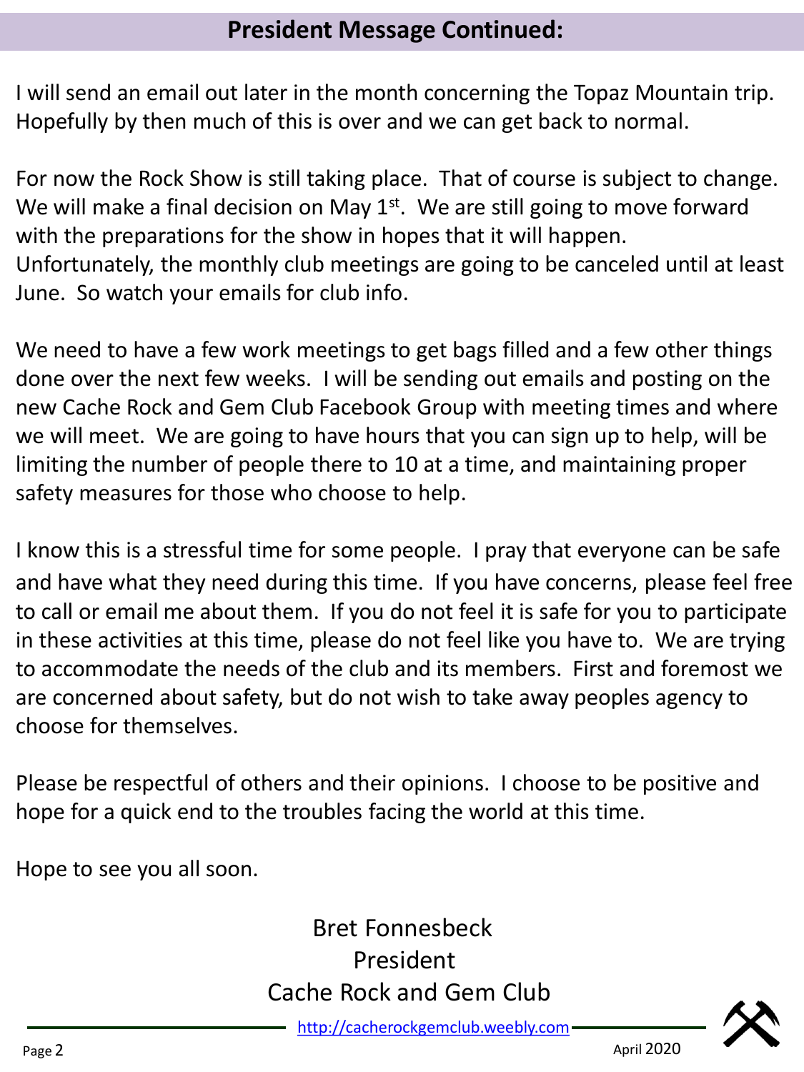## President Message Continued:

I will send an email out later in the month concerning the Topaz Mountain trip. Hopefully by then much of this is over and we can get back to normal.

For now the Rock Show is still taking place. That of course is subject to change. We will make a final decision on May 1st. We are still going to move forward with the preparations for the show in hopes that it will happen. Unfortunately, the monthly club meetings are going to be canceled until at least June. So watch your emails for club info.

We need to have a few work meetings to get bags filled and a few other things done over the next few weeks. I will be sending out emails and posting on the new Cache Rock and Gem Club Facebook Group with meeting times and where we will meet. We are going to have hours that you can sign up to help, will be limiting the number of people there to 10 at a time, and maintaining proper safety measures for those who choose to help.

I know this is a stressful time for some people. I pray that everyone can be safe and have what they need during this time. If you have concerns, please feel free to call or email me about them. If you do not feel it is safe for you to participate in these activities at this time, please do not feel like you have to. We are trying to accommodate the needs of the club and its members. First and foremost we are concerned about safety, but do not wish to take away peoples agency to choose for themselves.

Please be respectful of others and their opinions. I choose to be positive and hope for a quick end to the troubles facing the world at this time.

Hope to see you all soon.

Bret Fonnesbeck
President
Cache Rock and Gem Club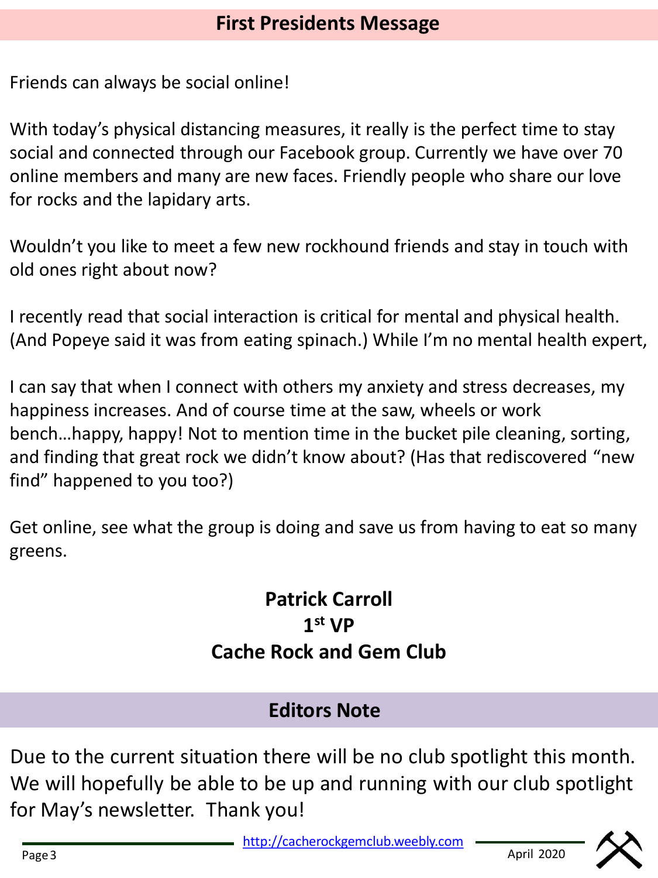## First Presidents Message

Friends can always be social online!

With today's physical distancing measures, it really is the perfect time to stay social and connected through our Facebook group. Currently we have over 70 online members and many are new faces. Friendly people who share our love for rocks and the lapidary arts.

Wouldn't you like to meet a few new rockhound friends and stay in touch with old ones right about now?

I recently read that social interaction is critical for mental and physical health. (And Popeye said it was from eating spinach.) While I'm no mental health expert,

I can say that when I connect with others my anxiety and stress decreases, my happiness increases. And of course time at the saw, wheels or work bench…happy, happy! Not to mention time in the bucket pile cleaning, sorting, and finding that great rock we didn't know about? (Has that rediscovered "new find" happened to you too?)

Get online, see what the group is doing and save us from having to eat so many greens.

**Patrick Carroll**
**1st VP**
**Cache Rock and Gem Club**

## Editors Note

Due to the current situation there will be no club spotlight this month. We will hopefully be able to be up and running with our club spotlight for May's newsletter. Thank you!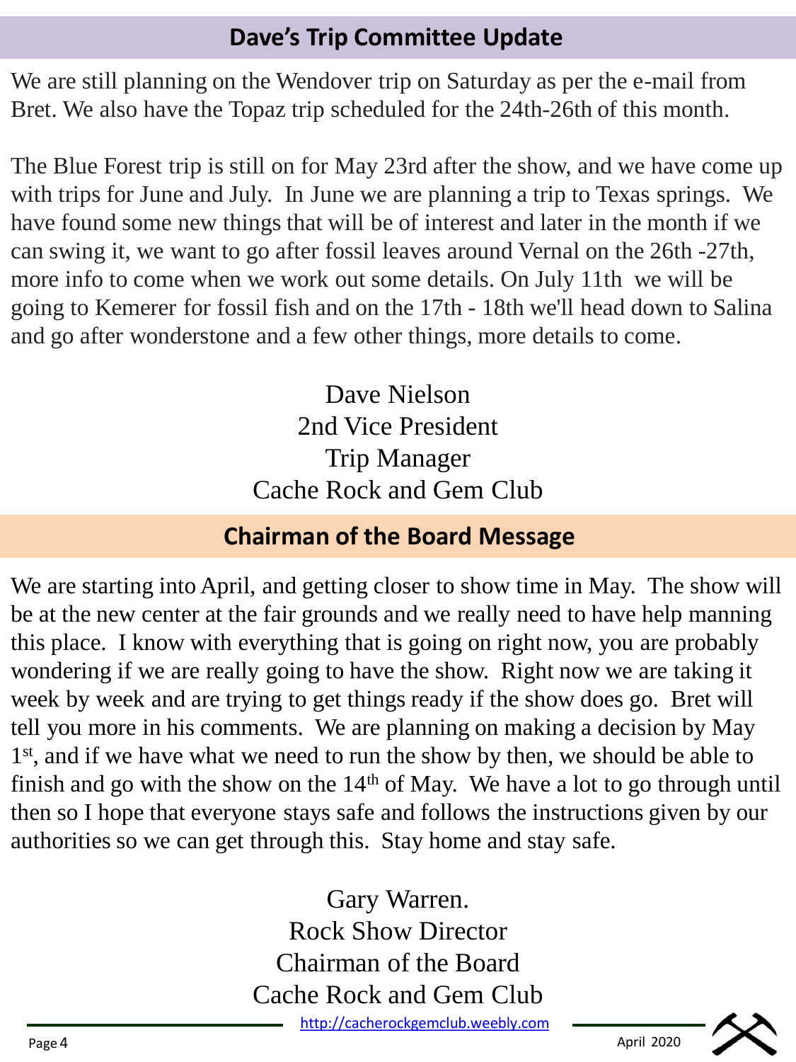## Dave's Trip Committee Update

We are still planning on the Wendover trip on Saturday as per the e-mail from Bret. We also have the Topaz trip scheduled for the 24th-26th of this month.

The Blue Forest trip is still on for May 23rd after the show, and we have come up with trips for June and July. In June we are planning a trip to Texas springs. We have found some new things that will be of interest and later in the month if we can swing it, we want to go after fossil leaves around Vernal on the 26th -27th, more info to come when we work out some details. On July 11th we will be going to Kemerer for fossil fish and on the 17th - 18th we'll head down to Salina and go after wonderstone and a few other things, more details to come.

Dave Nielson
2nd Vice President
Trip Manager
Cache Rock and Gem Club

## Chairman of the Board Message

We are starting into April, and getting closer to show time in May. The show will be at the new center at the fair grounds and we really need to have help manning this place. I know with everything that is going on right now, you are probably wondering if we are really going to have the show. Right now we are taking it week by week and are trying to get things ready if the show does go. Bret will tell you more in his comments. We are planning on making a decision by May 1st, and if we have what we need to run the show by then, we should be able to finish and go with the show on the 14th of May. We have a lot to go through until then so I hope that everyone stays safe and follows the instructions given by our authorities so we can get through this. Stay home and stay safe.

Gary Warren.
Rock Show Director
Chairman of the Board
Cache Rock and Gem Club

http://cacherockgemclub.weebly.com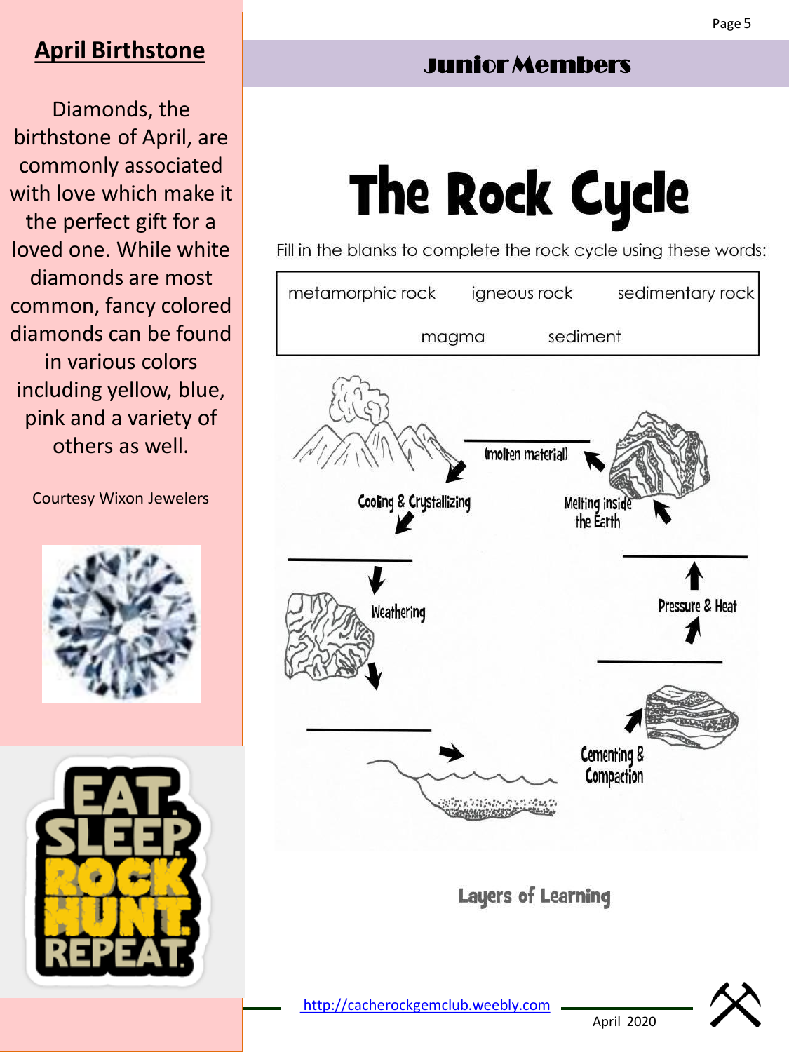## April Birthstone

Diamonds, the birthstone of April, are commonly associated with love which make it the perfect gift for a loved one. While white diamonds are most common, fancy colored diamonds can be found in various colors including yellow, blue, pink and a variety of others as well.

Courtesy Wixon Jewelers

EAT. SLEEP. ROCK HUNT. REPEAT.

## Junior Members

# The Rock Cycle

Fill in the blanks to complete the rock cycle using these words:

| metamorphic rock | igneous rock | sedimentary rock |
|---|---|---|
| magma | sediment | |

______ (molten material)

Cooling & Crystallizing

Melting inside the Earth

______

Weathering

______

Pressure & Heat

______

______

Cementing & Compaction

Layers of Learning

http://cacherockgemclub.weebly.com

April 2020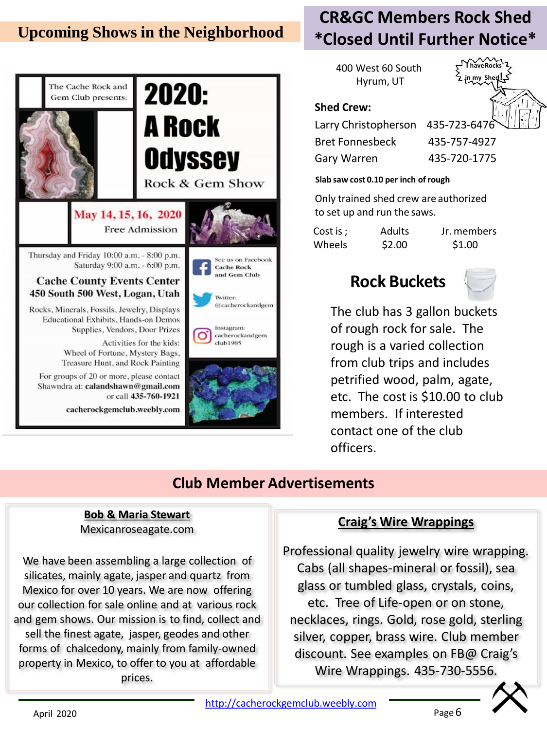## Upcoming Shows in the Neighborhood

The Cache Rock and Gem Club presents:

# 2020: A Rock Odyssey

Rock & Gem Show

**May 14, 15, 16, 2020**

Free Admission

Thursday and Friday 10:00 a.m. - 8:00 p.m.
Saturday 9:00 a.m. - 6:00 p.m.

**Cache County Events Center**
**450 South 500 West, Logan, Utah**

Rocks, Minerals, Fossils, Jewelry, Displays
Educational Exhibits, Hands-on Demos
Supplies, Vendors, Door Prizes

Activities for the kids:
Wheel of Fortune, Mystery Bags,
Treasure Hunt, and Rock Painting

For groups of 20 or more, please contact Shawndra at: **calandshawn@gmail.com** or call **435-760-1921**

**cacherockgemclub.weebly.com**

See us on Facebook **Cache Rock and Gem Club**

Twitter: @cacherockandgem

Instagram: cacherockandgem club1985

## CR&GC Members Rock Shed *Closed Until Further Notice*

400 West 60 South
Hyrum, UT

I have Rocks in my Shed!

**Shed Crew:**

| | |
|---|---|
| Larry Christopherson | 435-723-6476 |
| Bret Fonnesbeck | 435-757-4927 |
| Gary Warren | 435-720-1775 |

**Slab saw cost 0.10 per inch of rough**

Only trained shed crew are authorized to set up and run the saws.

| Cost is ; | Adults | Jr. members |
|---|---|---|
| Wheels | $2.00 | $1.00 |

### Rock Buckets

The club has 3 gallon buckets of rough rock for sale. The rough is a varied collection from club trips and includes petrified wood, palm, agate, etc. The cost is $10.00 to club members. If interested contact one of the club officers.

## Club Member Advertisements

**Bob & Maria Stewart**
Mexicanroseagate.com

We have been assembling a large collection of silicates, mainly agate, jasper and quartz from Mexico for over 10 years. We are now offering our collection for sale online and at various rock and gem shows. Our mission is to find, collect and sell the finest agate, jasper, geodes and other forms of chalcedony, mainly from family-owned property in Mexico, to offer to you at affordable prices.

**Craig's Wire Wrappings**

Professional quality jewelry wire wrapping. Cabs (all shapes-mineral or fossil), sea glass or tumbled glass, crystals, coins, etc. Tree of Life-open or on stone, necklaces, rings. Gold, rose gold, sterling silver, copper, brass wire. Club member discount. See examples on FB@ Craig's Wire Wrappings. 435-730-5556.

http://cacherockgemclub.weebly.com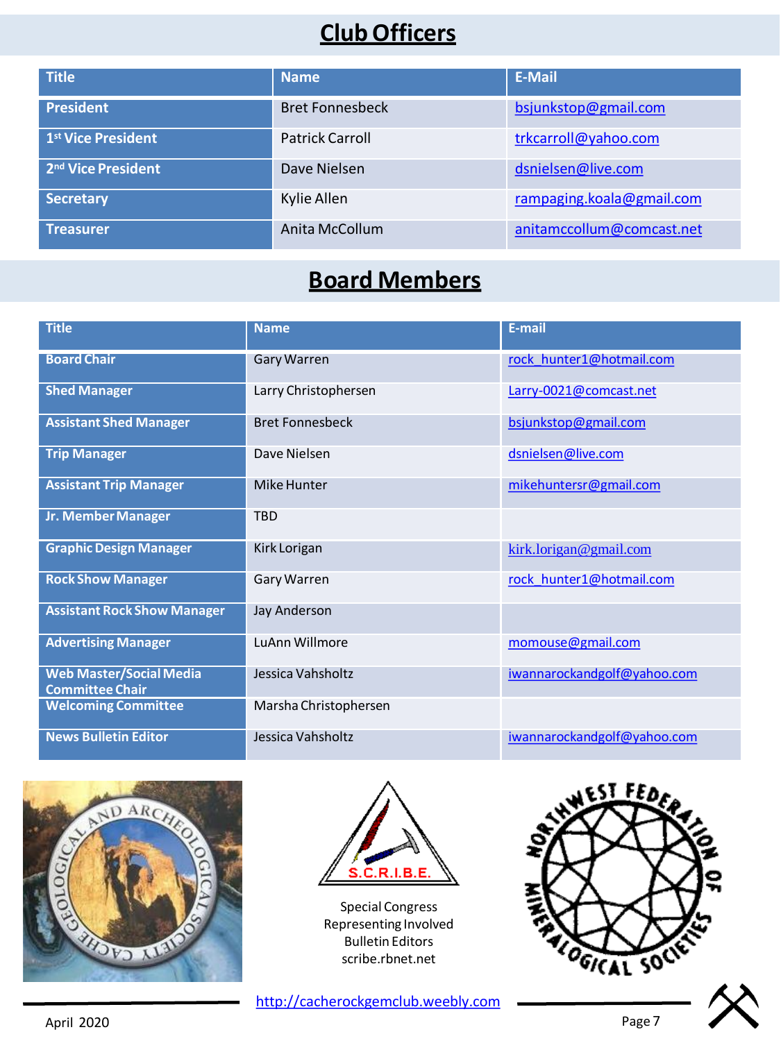# Club Officers

| Title | Name | E-Mail |
|---|---|---|
| President | Bret Fonnesbeck | bsjunkstop@gmail.com |
| 1st Vice President | Patrick Carroll | trkcarroll@yahoo.com |
| 2nd Vice President | Dave Nielsen | dsnielsen@live.com |
| Secretary | Kylie Allen | rampaging.koala@gmail.com |
| Treasurer | Anita McCollum | anitamccollum@comcast.net |

# Board Members

| Title | Name | E-mail |
|---|---|---|
| Board Chair | Gary Warren | rock_hunter1@hotmail.com |
| Shed Manager | Larry Christophersen | Larry-0021@comcast.net |
| Assistant Shed Manager | Bret Fonnesbeck | bsjunkstop@gmail.com |
| Trip Manager | Dave Nielsen | dsnielsen@live.com |
| Assistant Trip Manager | Mike Hunter | mikehuntersr@gmail.com |
| Jr. Member Manager | TBD | |
| Graphic Design Manager | Kirk Lorigan | kirk.lorigan@gmail.com |
| Rock Show Manager | Gary Warren | rock_hunter1@hotmail.com |
| Assistant Rock Show Manager | Jay Anderson | |
| Advertising Manager | LuAnn Willmore | momouse@gmail.com |
| Web Master/Social Media Committee Chair | Jessica Vahsholtz | iwannarockandgolf@yahoo.com |
| Welcoming Committee | Marsha Christophersen | |
| News Bulletin Editor | Jessica Vahsholtz | iwannarockandgolf@yahoo.com |

Special Congress Representing Involved Bulletin Editors
scribe.rbnet.net

http://cacherockgemclub.weebly.com

April 2020